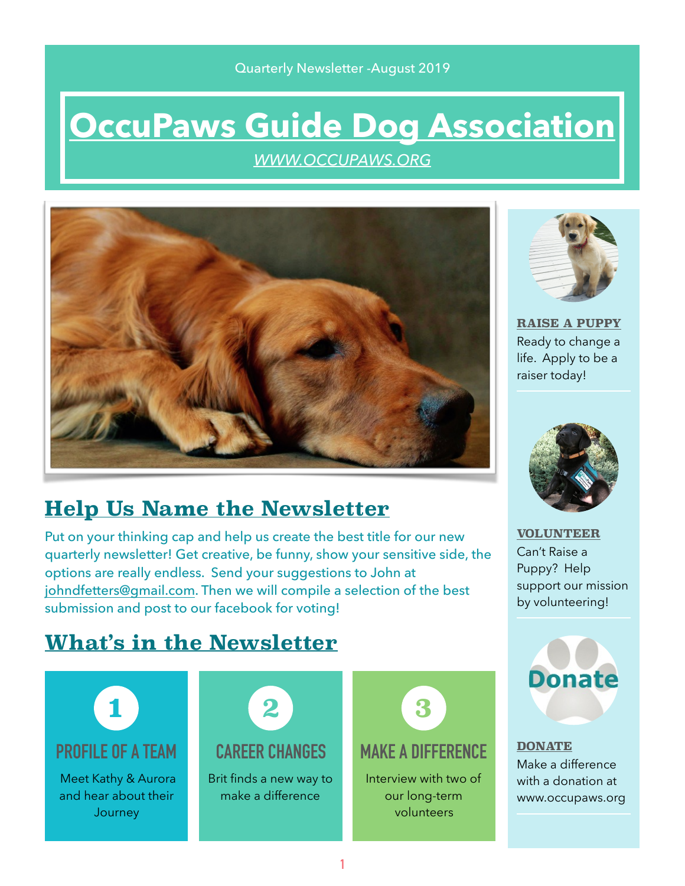Quarterly Newsletter -August 2019

# OccuPaws Guide Dog Association

*WWW.OCCUPAWS.ORG*

## Help Us Name the Newsletter

Put on your thinking cap and help us create the best title for our new quarterly newsletter! Get creative, be funny, show your sensitive side, the options are really endless. Send your suggestions to John at johndfetters@gmail.com. Then we will compile a selection of the best submission and post to our facebook for voting!

## What's in the Newsletter

### 1 PROFILE OF A TEAM

Meet Kathy & Aurora and hear about their Journey

### 2 CAREER CHANGES

Brit finds a new way to make a difference

### 3 MAKE A DIFFERENCE

Interview with two of our long-term volunteers

---

**RAISE A PUPPY**

Ready to change a life. Apply to be a raiser today!

**VOLUNTEER**

Can't Raise a Puppy? Help support our mission by volunteering!

Donate

**DONATE**

Make a difference with a donation at www.occupaws.org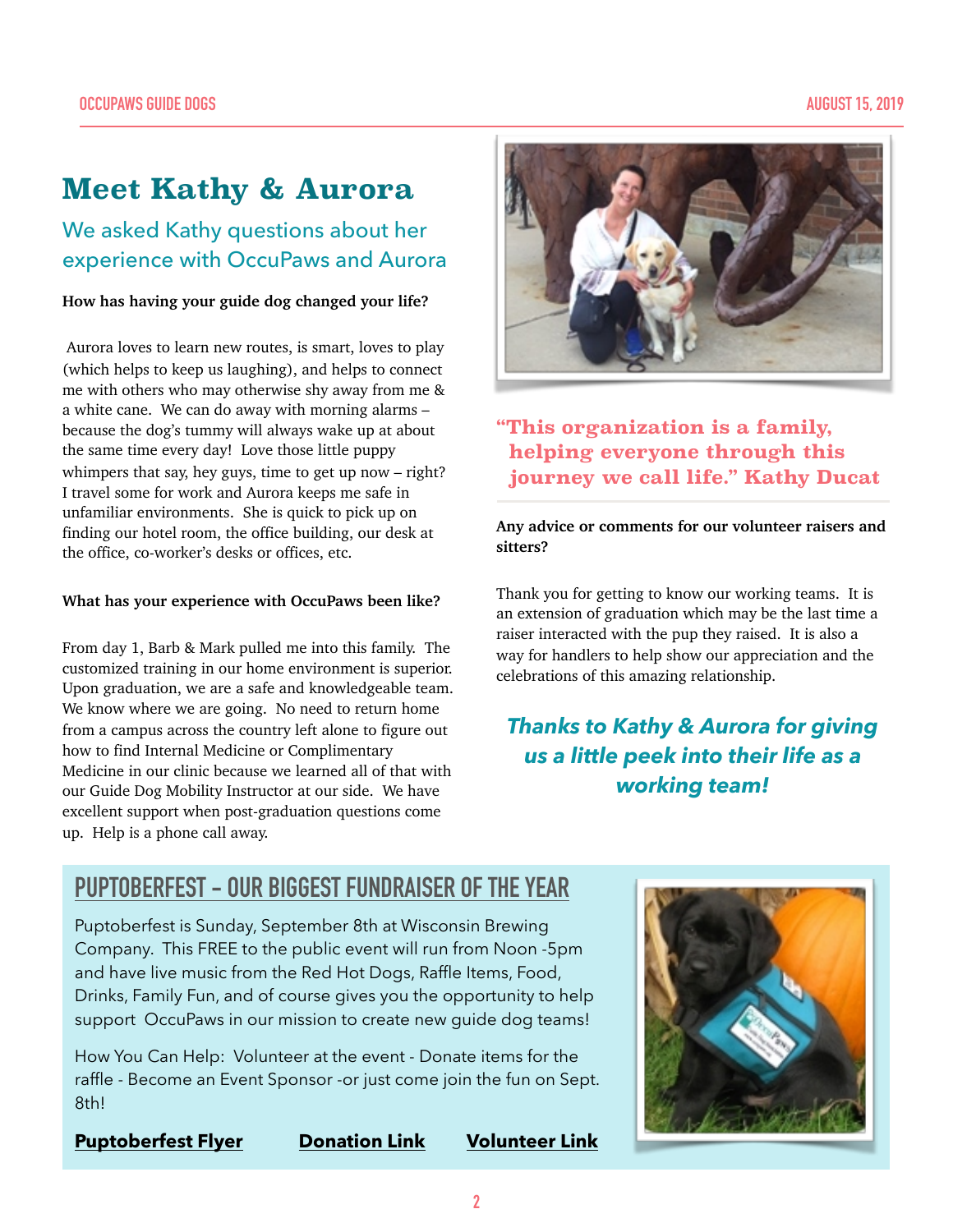# Meet Kathy & Aurora

## We asked Kathy questions about her experience with OccuPaws and Aurora

**How has having your guide dog changed your life?**

Aurora loves to learn new routes, is smart, loves to play (which helps to keep us laughing), and helps to connect me with others who may otherwise shy away from me & a white cane. We can do away with morning alarms – because the dog's tummy will always wake up at about the same time every day! Love those little puppy whimpers that say, hey guys, time to get up now – right? I travel some for work and Aurora keeps me safe in unfamiliar environments. She is quick to pick up on finding our hotel room, the office building, our desk at the office, co-worker's desks or offices, etc.

**What has your experience with OccuPaws been like?**

From day 1, Barb & Mark pulled me into this family. The customized training in our home environment is superior. Upon graduation, we are a safe and knowledgeable team. We know where we are going. No need to return home from a campus across the country left alone to figure out how to find Internal Medicine or Complimentary Medicine in our clinic because we learned all of that with our Guide Dog Mobility Instructor at our side. We have excellent support when post-graduation questions come up. Help is a phone call away.

**"This organization is a family, helping everyone through this journey we call life." Kathy Ducat**

**Any advice or comments for our volunteer raisers and sitters?**

Thank you for getting to know our working teams. It is an extension of graduation which may be the last time a raiser interacted with the pup they raised. It is also a way for handlers to help show our appreciation and the celebrations of this amazing relationship.

***Thanks to Kathy & Aurora for giving us a little peek into their life as a working team!***

## PUPTOBERFEST – OUR BIGGEST FUNDRAISER OF THE YEAR

Puptoberfest is Sunday, September 8th at Wisconsin Brewing Company. This FREE to the public event will run from Noon -5pm and have live music from the Red Hot Dogs, Raffle Items, Food, Drinks, Family Fun, and of course gives you the opportunity to help support OccuPaws in our mission to create new guide dog teams!

How You Can Help: Volunteer at the event - Donate items for the raffle - Become an Event Sponsor -or just come join the fun on Sept. 8th!

**Puptoberfest Flyer** **Donation Link** **Volunteer Link**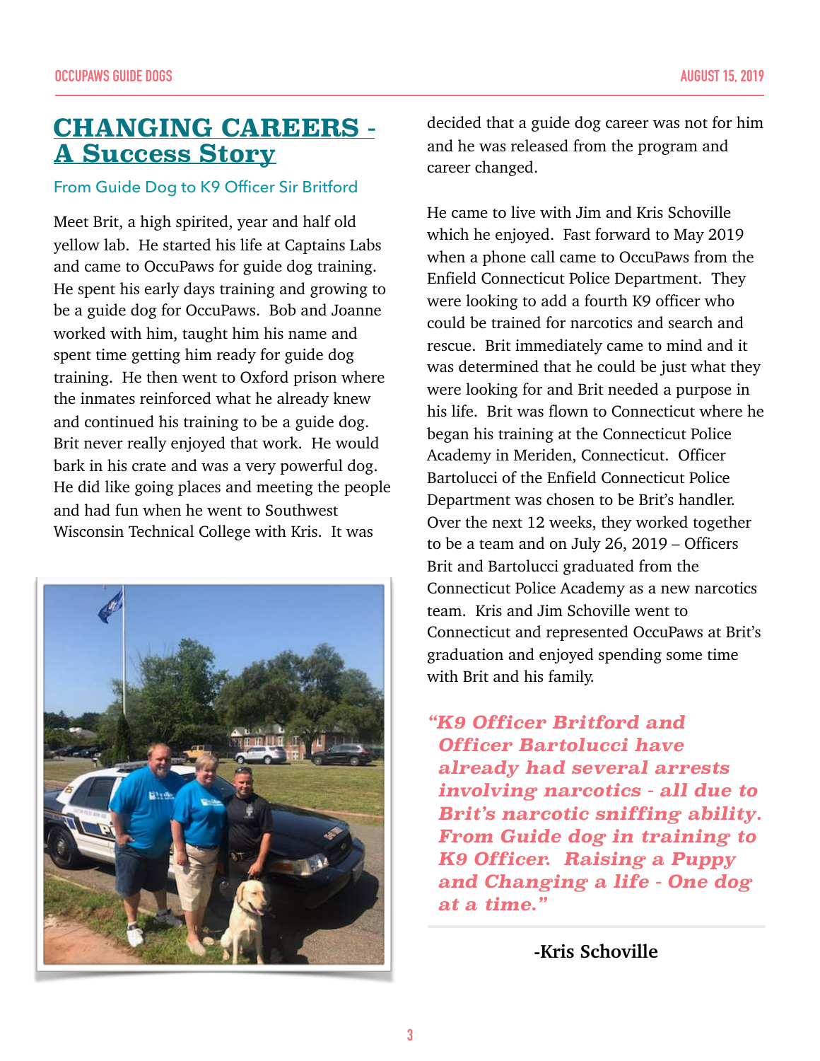# CHANGING CAREERS - A Success Story

### From Guide Dog to K9 Officer Sir Britford

Meet Brit, a high spirited, year and half old yellow lab. He started his life at Captains Labs and came to OccuPaws for guide dog training. He spent his early days training and growing to be a guide dog for OccuPaws. Bob and Joanne worked with him, taught him his name and spent time getting him ready for guide dog training. He then went to Oxford prison where the inmates reinforced what he already knew and continued his training to be a guide dog. Brit never really enjoyed that work. He would bark in his crate and was a very powerful dog. He did like going places and meeting the people and had fun when he went to Southwest Wisconsin Technical College with Kris. It was decided that a guide dog career was not for him and he was released from the program and career changed.

He came to live with Jim and Kris Schoville which he enjoyed. Fast forward to May 2019 when a phone call came to OccuPaws from the Enfield Connecticut Police Department. They were looking to add a fourth K9 officer who could be trained for narcotics and search and rescue. Brit immediately came to mind and it was determined that he could be just what they were looking for and Brit needed a purpose in his life. Brit was flown to Connecticut where he began his training at the Connecticut Police Academy in Meriden, Connecticut. Officer Bartolucci of the Enfield Connecticut Police Department was chosen to be Brit's handler. Over the next 12 weeks, they worked together to be a team and on July 26, 2019 – Officers Brit and Bartolucci graduated from the Connecticut Police Academy as a new narcotics team. Kris and Jim Schoville went to Connecticut and represented OccuPaws at Brit's graduation and enjoyed spending some time with Brit and his family.

> ***"K9 Officer Britford and Officer Bartolucci have already had several arrests involving narcotics - all due to Brit's narcotic sniffing ability. From Guide dog in training to K9 Officer. Raising a Puppy and Changing a life - One dog at a time."***
>
> **-Kris Schoville**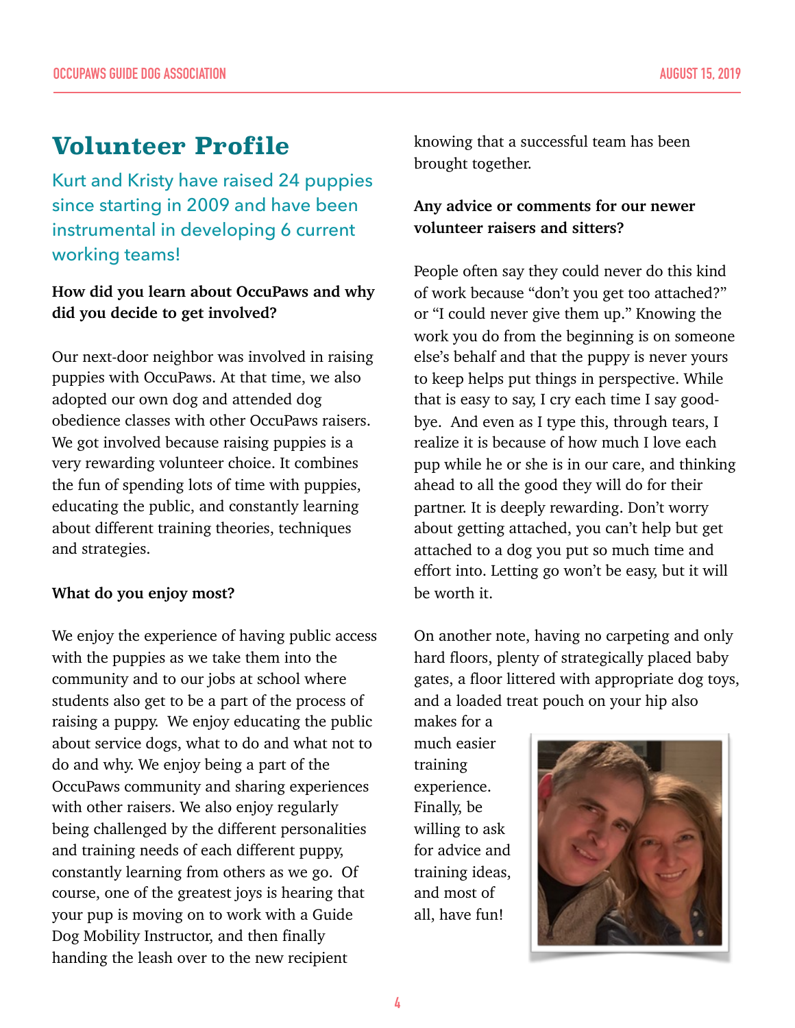# Volunteer Profile

Kurt and Kristy have raised 24 puppies since starting in 2009 and have been instrumental in developing 6 current working teams!

**How did you learn about OccuPaws and why did you decide to get involved?**

Our next-door neighbor was involved in raising puppies with OccuPaws. At that time, we also adopted our own dog and attended dog obedience classes with other OccuPaws raisers. We got involved because raising puppies is a very rewarding volunteer choice. It combines the fun of spending lots of time with puppies, educating the public, and constantly learning about different training theories, techniques and strategies.

**What do you enjoy most?**

We enjoy the experience of having public access with the puppies as we take them into the community and to our jobs at school where students also get to be a part of the process of raising a puppy. We enjoy educating the public about service dogs, what to do and what not to do and why. We enjoy being a part of the OccuPaws community and sharing experiences with other raisers. We also enjoy regularly being challenged by the different personalities and training needs of each different puppy, constantly learning from others as we go. Of course, one of the greatest joys is hearing that your pup is moving on to work with a Guide Dog Mobility Instructor, and then finally handing the leash over to the new recipient knowing that a successful team has been brought together.

**Any advice or comments for our newer volunteer raisers and sitters?**

People often say they could never do this kind of work because "don't you get too attached?" or "I could never give them up." Knowing the work you do from the beginning is on someone else's behalf and that the puppy is never yours to keep helps put things in perspective. While that is easy to say, I cry each time I say good-bye. And even as I type this, through tears, I realize it is because of how much I love each pup while he or she is in our care, and thinking ahead to all the good they will do for their partner. It is deeply rewarding. Don't worry about getting attached, you can't help but get attached to a dog you put so much time and effort into. Letting go won't be easy, but it will be worth it.

On another note, having no carpeting and only hard floors, plenty of strategically placed baby gates, a floor littered with appropriate dog toys, and a loaded treat pouch on your hip also makes for a much easier training experience. Finally, be willing to ask for advice and training ideas, and most of all, have fun!